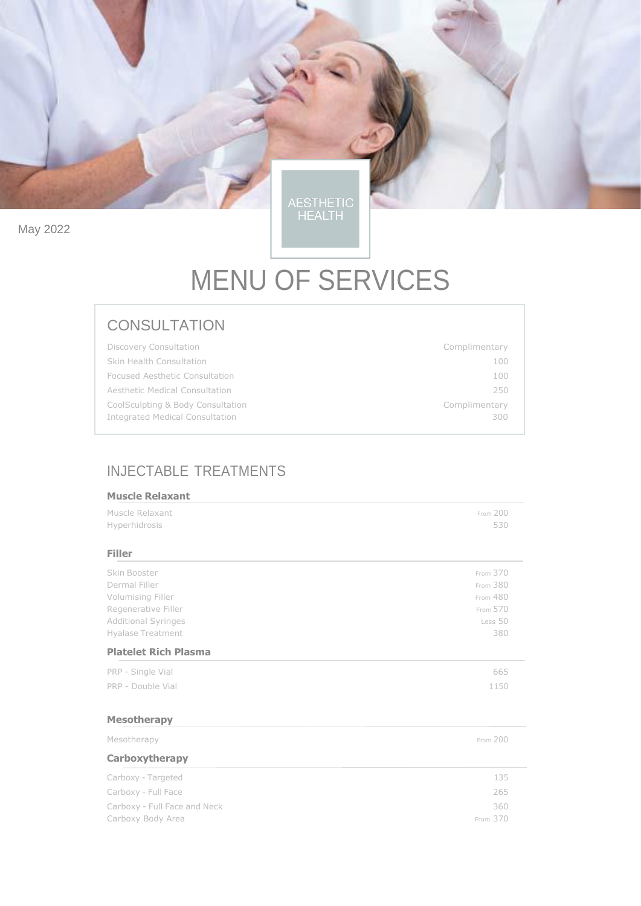May 2022

AESTHETIC HEALTH

# MENU OF SERVICES

## CONSULTATION

| Service | Price |
|---|---|
| Discovery Consultation | Complimentary |
| Skin Health Consultation | 100 |
| Focused Aesthetic Consultation | 100 |
| Aesthetic Medical Consultation | 250 |
| CoolSculpting & Body Consultation | Complimentary |
| Integrated Medical Consultation | 300 |

## INJECTABLE TREATMENTS

### Muscle Relaxant

| Service | Price |
|---|---|
| Muscle Relaxant | From 200 |
| Hyperhidrosis | 530 |

### Filler

| Service | Price |
|---|---|
| Skin Booster | From 370 |
| Dermal Filler | From 380 |
| Volumising Filler | From 480 |
| Regenerative Filler | From 570 |
| Additional Syringes | Less 50 |
| Hyalase Treatment | 380 |

### Platelet Rich Plasma

| Service | Price |
|---|---|
| PRP - Single Vial | 665 |
| PRP - Double Vial | 1150 |

### Mesotherapy

| Service | Price |
|---|---|
| Mesotherapy | From 200 |

### Carboxytherapy

| Service | Price |
|---|---|
| Carboxy - Targeted | 135 |
| Carboxy - Full Face | 265 |
| Carboxy - Full Face and Neck | 360 |
| Carboxy Body Area | From 370 |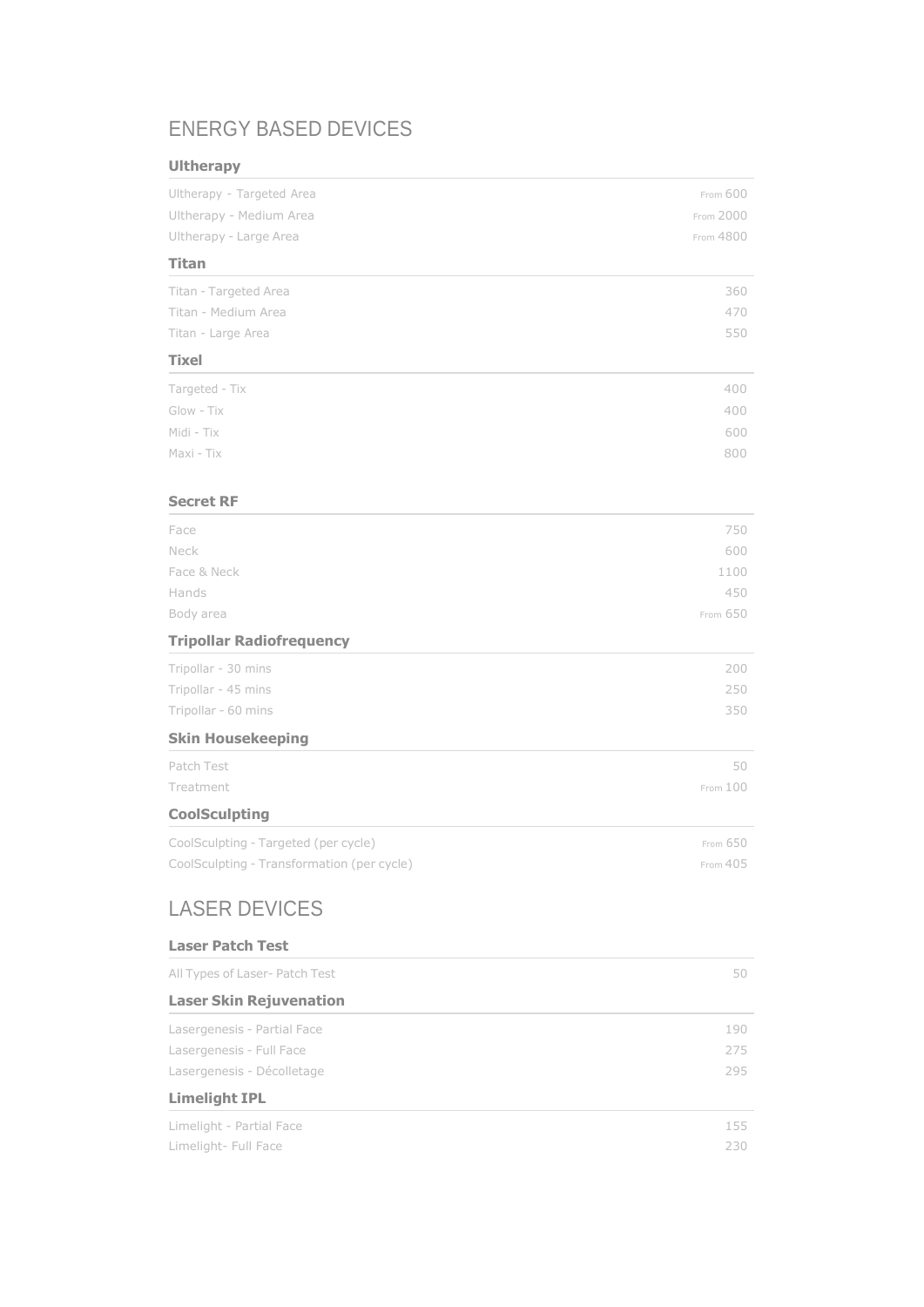## ENERGY BASED DEVICES

### Ultherapy

| Treatment | Price |
|---|---|
| Ultherapy - Targeted Area | From 600 |
| Ultherapy - Medium Area | From 2000 |
| Ultherapy - Large Area | From 4800 |

### Titan

| Treatment | Price |
|---|---|
| Titan - Targeted Area | 360 |
| Titan - Medium Area | 470 |
| Titan - Large Area | 550 |

### Tixel

| Treatment | Price |
|---|---|
| Targeted - Tix | 400 |
| Glow - Tix | 400 |
| Midi - Tix | 600 |
| Maxi - Tix | 800 |

### Secret RF

| Treatment | Price |
|---|---|
| Face | 750 |
| Neck | 600 |
| Face & Neck | 1100 |
| Hands | 450 |
| Body area | From 650 |

### Tripollar Radiofrequency

| Treatment | Price |
|---|---|
| Tripollar - 30 mins | 200 |
| Tripollar - 45 mins | 250 |
| Tripollar - 60 mins | 350 |

### Skin Housekeeping

| Treatment | Price |
|---|---|
| Patch Test | 50 |
| Treatment | From 100 |

### CoolSculpting

| Treatment | Price |
|---|---|
| CoolSculpting - Targeted (per cycle) | From 650 |
| CoolSculpting - Transformation (per cycle) | From 405 |

## LASER DEVICES

### Laser Patch Test

| Treatment | Price |
|---|---|
| All Types of Laser- Patch Test | 50 |

### Laser Skin Rejuvenation

| Treatment | Price |
|---|---|
| Lasergenesis - Partial Face | 190 |
| Lasergenesis - Full Face | 275 |
| Lasergenesis - Décolletage | 295 |

### Limelight IPL

| Treatment | Price |
|---|---|
| Limelight - Partial Face | 155 |
| Limelight- Full Face | 230 |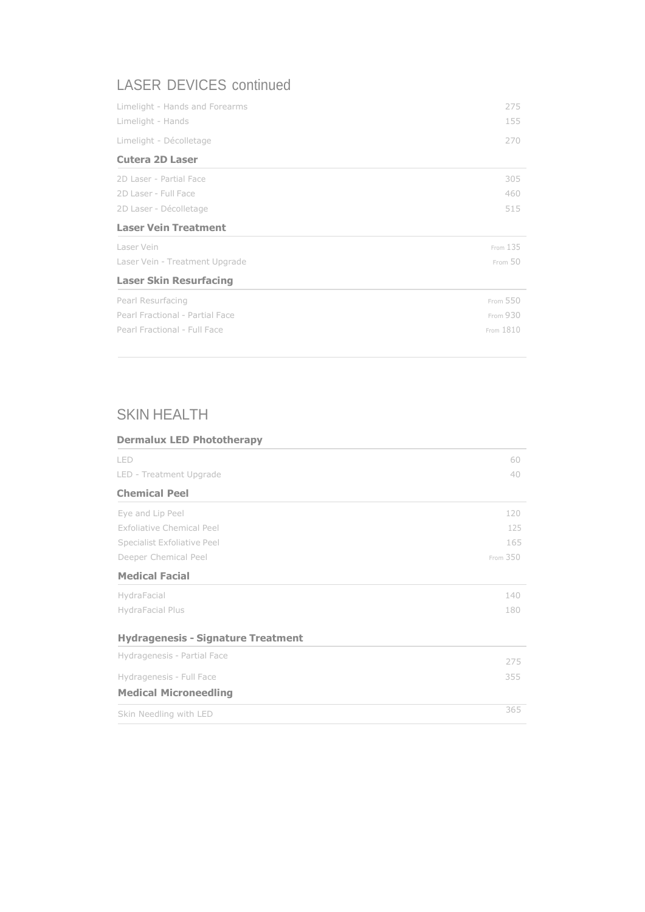## LASER DEVICES continued

| | |
|---|---|
| Limelight - Hands and Forearms | 275 |
| Limelight - Hands | 155 |
| Limelight - Décolletage | 270 |

### Cutera 2D Laser

| | |
|---|---|
| 2D Laser - Partial Face | 305 |
| 2D Laser - Full Face | 460 |
| 2D Laser - Décolletage | 515 |

### Laser Vein Treatment

| | |
|---|---|
| Laser Vein | From 135 |
| Laser Vein - Treatment Upgrade | From 50 |

### Laser Skin Resurfacing

| | |
|---|---|
| Pearl Resurfacing | From 550 |
| Pearl Fractional - Partial Face | From 930 |
| Pearl Fractional - Full Face | From 1810 |

## SKIN HEALTH

### Dermalux LED Phototherapy

| | |
|---|---|
| LED | 60 |
| LED - Treatment Upgrade | 40 |

### Chemical Peel

| | |
|---|---|
| Eye and Lip Peel | 120 |
| Exfoliative Chemical Peel | 125 |
| Specialist Exfoliative Peel | 165 |
| Deeper Chemical Peel | From 350 |

### Medical Facial

| | |
|---|---|
| HydraFacial | 140 |
| HydraFacial Plus | 180 |

### Hydragenesis - Signature Treatment

| | |
|---|---|
| Hydragenesis - Partial Face | 275 |
| Hydragenesis - Full Face | 355 |

### Medical Microneedling

| | |
|---|---|
| Skin Needling with LED | 365 |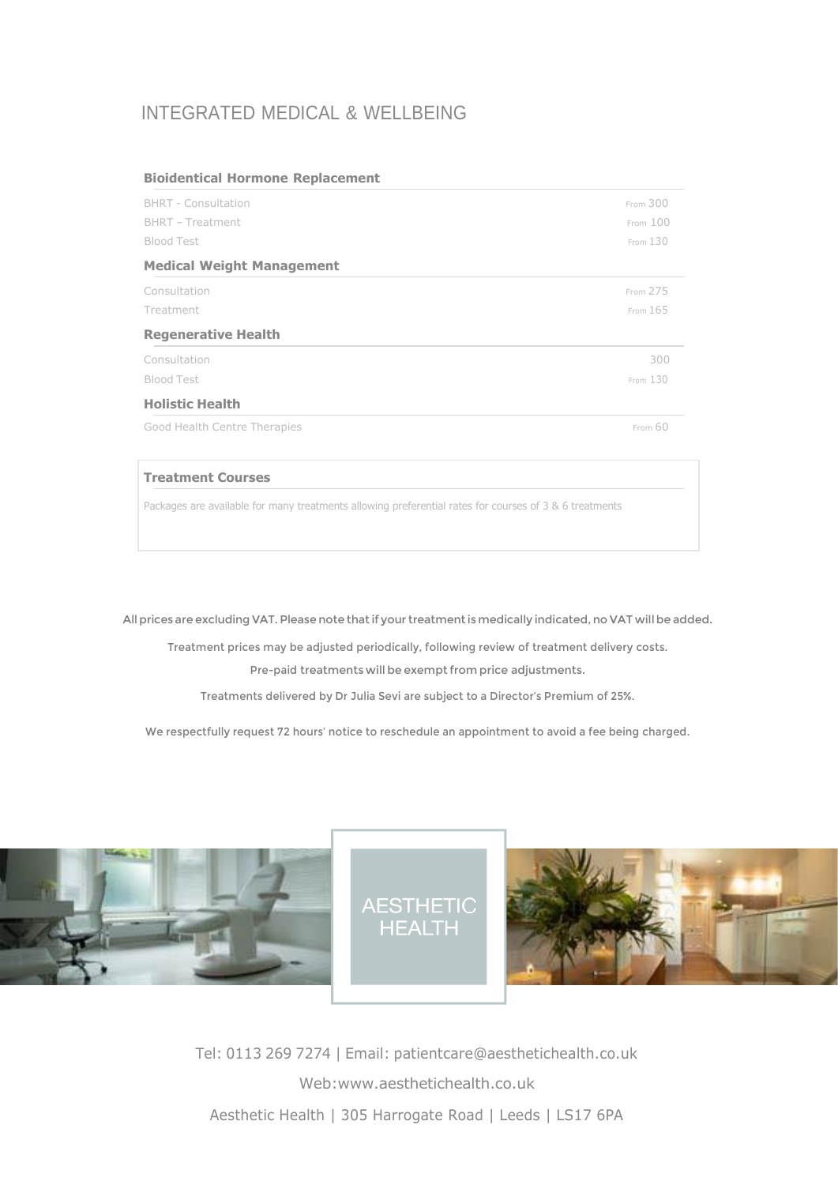# INTEGRATED MEDICAL & WELLBEING

## Bioidentical Hormone Replacement

| | |
|---|---|
| BHRT - Consultation | From 300 |
| BHRT – Treatment | From 100 |
| Blood Test | From 130 |

## Medical Weight Management

| | |
|---|---|
| Consultation | From 275 |
| Treatment | From 165 |

## Regenerative Health

| | |
|---|---|
| Consultation | 300 |
| Blood Test | From 130 |

## Holistic Health

| | |
|---|---|
| Good Health Centre Therapies | From 60 |

## Treatment Courses

Packages are available for many treatments allowing preferential rates for courses of 3 & 6 treatments

All prices are excluding VAT. Please note that if your treatment is medically indicated, no VAT will be added.

Treatment prices may be adjusted periodically, following review of treatment delivery costs.

Pre-paid treatments will be exempt from price adjustments.

Treatments delivered by Dr Julia Sevi are subject to a Director's Premium of 25%.

We respectfully request 72 hours' notice to reschedule an appointment to avoid a fee being charged.

AESTHETIC HEALTH

Tel: 0113 269 7274 | Email: patientcare@aesthetichealth.co.uk

Web:www.aesthetichealth.co.uk

Aesthetic Health | 305 Harrogate Road | Leeds | LS17 6PA